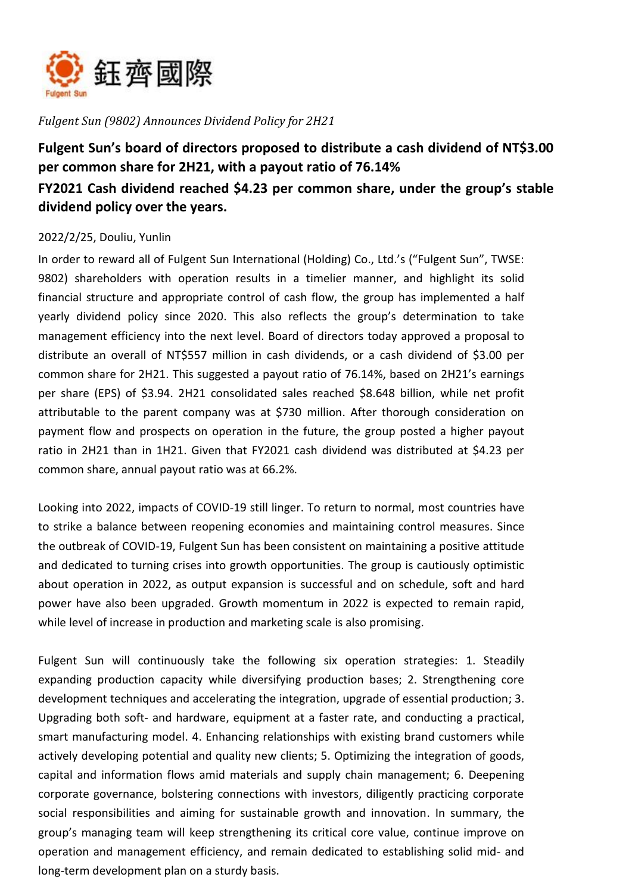鈺齊國際

Fulgent Sun

*Fulgent Sun (9802) Announces Dividend Policy for 2H21*

# Fulgent Sun's board of directors proposed to distribute a cash dividend of NT$3.00 per common share for 2H21, with a payout ratio of 76.14%

# FY2021 Cash dividend reached $4.23 per common share, under the group's stable dividend policy over the years.

2022/2/25, Douliu, Yunlin

In order to reward all of Fulgent Sun International (Holding) Co., Ltd.'s ("Fulgent Sun", TWSE: 9802) shareholders with operation results in a timelier manner, and highlight its solid financial structure and appropriate control of cash flow, the group has implemented a half yearly dividend policy since 2020. This also reflects the group's determination to take management efficiency into the next level. Board of directors today approved a proposal to distribute an overall of NT$557 million in cash dividends, or a cash dividend of $3.00 per common share for 2H21. This suggested a payout ratio of 76.14%, based on 2H21's earnings per share (EPS) of $3.94. 2H21 consolidated sales reached $8.648 billion, while net profit attributable to the parent company was at $730 million. After thorough consideration on payment flow and prospects on operation in the future, the group posted a higher payout ratio in 2H21 than in 1H21. Given that FY2021 cash dividend was distributed at $4.23 per common share, annual payout ratio was at 66.2%.

Looking into 2022, impacts of COVID-19 still linger. To return to normal, most countries have to strike a balance between reopening economies and maintaining control measures. Since the outbreak of COVID-19, Fulgent Sun has been consistent on maintaining a positive attitude and dedicated to turning crises into growth opportunities. The group is cautiously optimistic about operation in 2022, as output expansion is successful and on schedule, soft and hard power have also been upgraded. Growth momentum in 2022 is expected to remain rapid, while level of increase in production and marketing scale is also promising.

Fulgent Sun will continuously take the following six operation strategies: 1. Steadily expanding production capacity while diversifying production bases; 2. Strengthening core development techniques and accelerating the integration, upgrade of essential production; 3. Upgrading both soft- and hardware, equipment at a faster rate, and conducting a practical, smart manufacturing model. 4. Enhancing relationships with existing brand customers while actively developing potential and quality new clients; 5. Optimizing the integration of goods, capital and information flows amid materials and supply chain management; 6. Deepening corporate governance, bolstering connections with investors, diligently practicing corporate social responsibilities and aiming for sustainable growth and innovation. In summary, the group's managing team will keep strengthening its critical core value, continue improve on operation and management efficiency, and remain dedicated to establishing solid mid- and long-term development plan on a sturdy basis.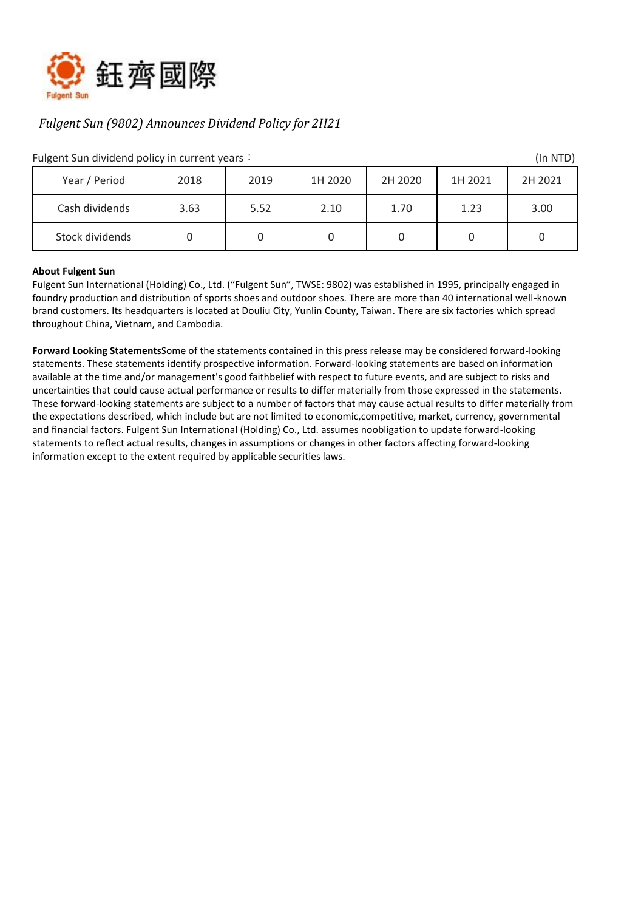鈺齊國際

*Fulgent Sun (9802) Announces Dividend Policy for 2H21*

Fulgent Sun dividend policy in current years： (In NTD)

| Year / Period | 2018 | 2019 | 1H 2020 | 2H 2020 | 1H 2021 | 2H 2021 |
|---|---|---|---|---|---|---|
| Cash dividends | 3.63 | 5.52 | 2.10 | 1.70 | 1.23 | 3.00 |
| Stock dividends | 0 | 0 | 0 | 0 | 0 | 0 |

**About Fulgent Sun**

Fulgent Sun International (Holding) Co., Ltd. ("Fulgent Sun", TWSE: 9802) was established in 1995, principally engaged in foundry production and distribution of sports shoes and outdoor shoes. There are more than 40 international well-known brand customers. Its headquarters is located at Douliu City, Yunlin County, Taiwan. There are six factories which spread throughout China, Vietnam, and Cambodia.

**Forward Looking Statements**Some of the statements contained in this press release may be considered forward-looking statements. These statements identify prospective information. Forward-looking statements are based on information available at the time and/or management's good faithbelief with respect to future events, and are subject to risks and uncertainties that could cause actual performance or results to differ materially from those expressed in the statements. These forward-looking statements are subject to a number of factors that may cause actual results to differ materially from the expectations described, which include but are not limited to economic,competitive, market, currency, governmental and financial factors. Fulgent Sun International (Holding) Co., Ltd. assumes noobligation to update forward-looking statements to reflect actual results, changes in assumptions or changes in other factors affecting forward-looking information except to the extent required by applicable securities laws.